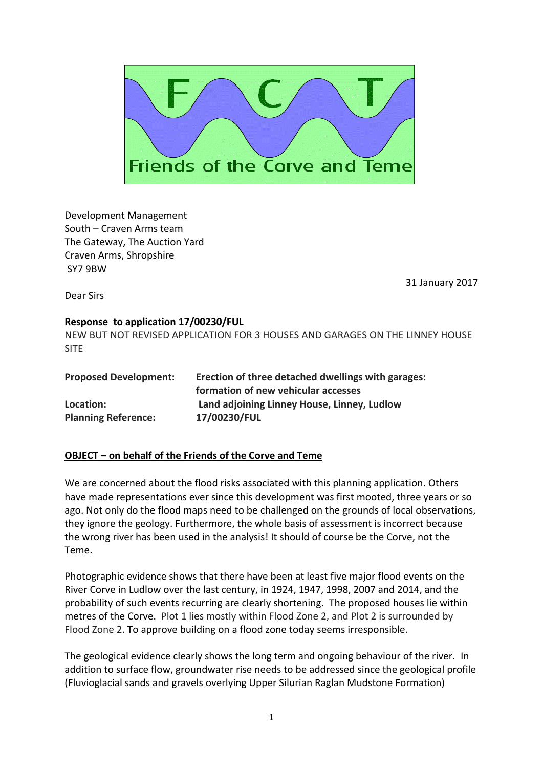F C T

Friends of the Corve and Teme

Development Management
South – Craven Arms team
The Gateway, The Auction Yard
Craven Arms, Shropshire
SY7 9BW

31 January 2017

Dear Sirs

**Response to application 17/00230/FUL**

NEW BUT NOT REVISED APPLICATION FOR 3 HOUSES AND GARAGES ON THE LINNEY HOUSE SITE

| | |
|---|---|
| **Proposed Development:** | **Erection of three detached dwellings with garages: formation of new vehicular accesses** |
| **Location:** | **Land adjoining Linney House, Linney, Ludlow** |
| **Planning Reference:** | **17/00230/FUL** |

**<u>OBJECT – on behalf of the Friends of the Corve and Teme</u>**

We are concerned about the flood risks associated with this planning application. Others have made representations ever since this development was first mooted, three years or so ago. Not only do the flood maps need to be challenged on the grounds of local observations, they ignore the geology. Furthermore, the whole basis of assessment is incorrect because the wrong river has been used in the analysis! It should of course be the Corve, not the Teme.

Photographic evidence shows that there have been at least five major flood events on the River Corve in Ludlow over the last century, in 1924, 1947, 1998, 2007 and 2014, and the probability of such events recurring are clearly shortening. The proposed houses lie within metres of the Corve. Plot 1 lies mostly within Flood Zone 2, and Plot 2 is surrounded by Flood Zone 2. To approve building on a flood zone today seems irresponsible.

The geological evidence clearly shows the long term and ongoing behaviour of the river. In addition to surface flow, groundwater rise needs to be addressed since the geological profile (Fluvioglacial sands and gravels overlying Upper Silurian Raglan Mudstone Formation)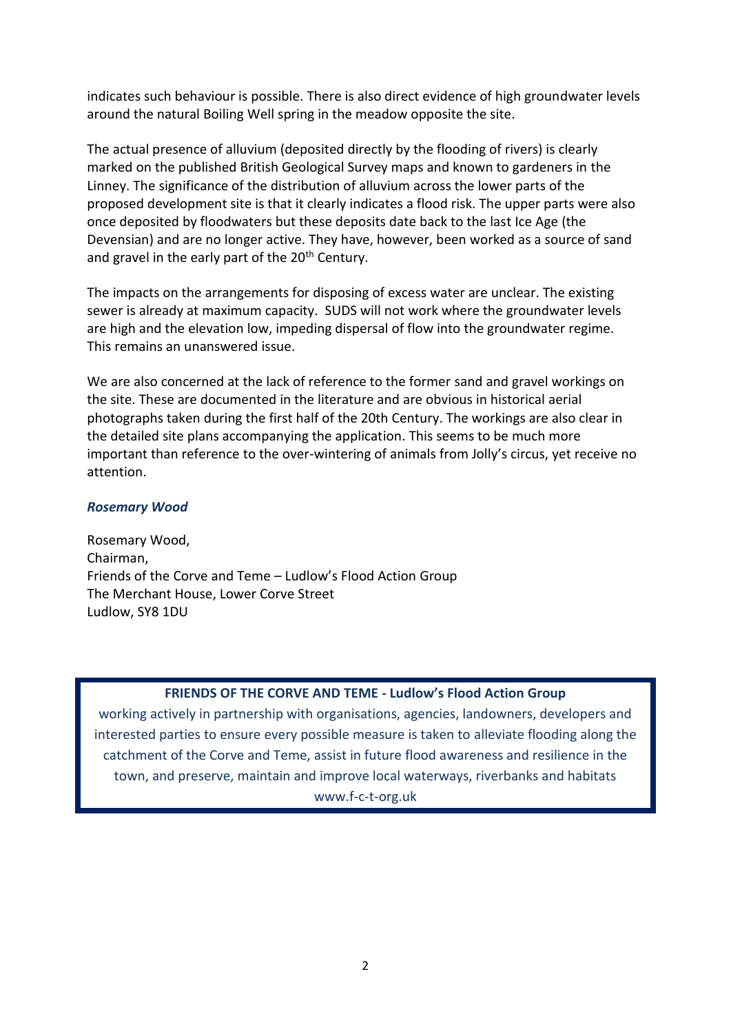indicates such behaviour is possible. There is also direct evidence of high groundwater levels around the natural Boiling Well spring in the meadow opposite the site.

The actual presence of alluvium (deposited directly by the flooding of rivers) is clearly marked on the published British Geological Survey maps and known to gardeners in the Linney. The significance of the distribution of alluvium across the lower parts of the proposed development site is that it clearly indicates a flood risk. The upper parts were also once deposited by floodwaters but these deposits date back to the last Ice Age (the Devensian) and are no longer active. They have, however, been worked as a source of sand and gravel in the early part of the 20th Century.

The impacts on the arrangements for disposing of excess water are unclear. The existing sewer is already at maximum capacity. SUDS will not work where the groundwater levels are high and the elevation low, impeding dispersal of flow into the groundwater regime. This remains an unanswered issue.

We are also concerned at the lack of reference to the former sand and gravel workings on the site. These are documented in the literature and are obvious in historical aerial photographs taken during the first half of the 20th Century. The workings are also clear in the detailed site plans accompanying the application. This seems to be much more important than reference to the over-wintering of animals from Jolly's circus, yet receive no attention.

***Rosemary Wood***

Rosemary Wood,
Chairman,
Friends of the Corve and Teme – Ludlow's Flood Action Group
The Merchant House, Lower Corve Street
Ludlow, SY8 1DU

**FRIENDS OF THE CORVE AND TEME - Ludlow's Flood Action Group**

working actively in partnership with organisations, agencies, landowners, developers and interested parties to ensure every possible measure is taken to alleviate flooding along the catchment of the Corve and Teme, assist in future flood awareness and resilience in the town, and preserve, maintain and improve local waterways, riverbanks and habitats
www.f-c-t-org.uk